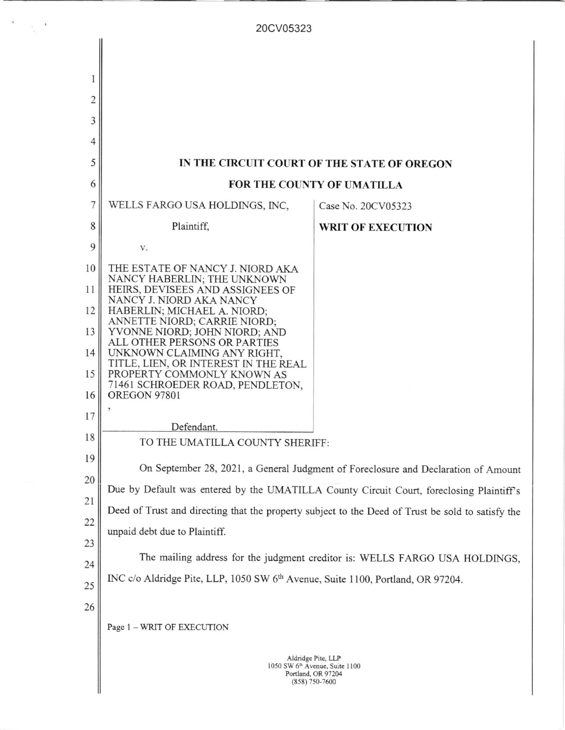# IN THE CIRCUIT COURT OF THE STATE OF OREGON

## FOR THE COUNTY OF UMATILLA

| | |
|---|---|
| WELLS FARGO USA HOLDINGS, INC,<br><br>Plaintiff,<br><br>v.<br><br>THE ESTATE OF NANCY J. NIORD AKA NANCY HABERLIN; THE UNKNOWN HEIRS, DEVISEES AND ASSIGNEES OF NANCY J. NIORD AKA NANCY HABERLIN; MICHAEL A. NIORD; ANNETTE NIORD; CARRIE NIORD; YVONNE NIORD; JOHN NIORD; AND ALL OTHER PERSONS OR PARTIES UNKNOWN CLAIMING ANY RIGHT, TITLE, LIEN, OR INTEREST IN THE REAL PROPERTY COMMONLY KNOWN AS 71461 SCHROEDER ROAD, PENDLETON, OREGON 97801<br><br>,<br><br>Defendant. | Case No. 20CV05323<br><br>**WRIT OF EXECUTION** |

TO THE UMATILLA COUNTY SHERIFF:

On September 28, 2021, a General Judgment of Foreclosure and Declaration of Amount Due by Default was entered by the UMATILLA County Circuit Court, foreclosing Plaintiff's Deed of Trust and directing that the property subject to the Deed of Trust be sold to satisfy the unpaid debt due to Plaintiff.

The mailing address for the judgment creditor is: WELLS FARGO USA HOLDINGS, INC c/o Aldridge Pite, LLP, 1050 SW 6th Avenue, Suite 1100, Portland, OR 97204.

Page 1 – WRIT OF EXECUTION

Aldridge Pite, LLP
1050 SW 6th Avenue, Suite 1100
Portland, OR 97204
(858) 750-7600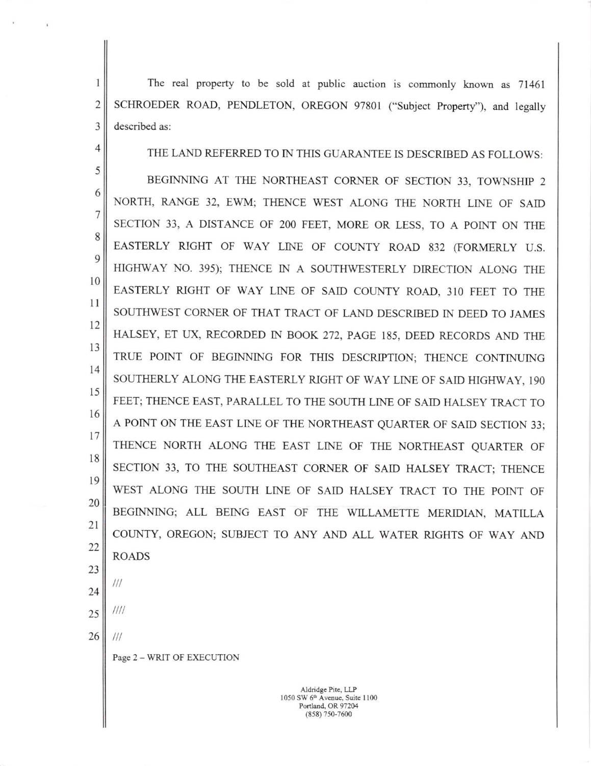The real property to be sold at public auction is commonly known as 71461 SCHROEDER ROAD, PENDLETON, OREGON 97801 ("Subject Property"), and legally described as:

THE LAND REFERRED TO IN THIS GUARANTEE IS DESCRIBED AS FOLLOWS:

BEGINNING AT THE NORTHEAST CORNER OF SECTION 33, TOWNSHIP 2 NORTH, RANGE 32, EWM; THENCE WEST ALONG THE NORTH LINE OF SAID SECTION 33, A DISTANCE OF 200 FEET, MORE OR LESS, TO A POINT ON THE EASTERLY RIGHT OF WAY LINE OF COUNTY ROAD 832 (FORMERLY U.S. HIGHWAY NO. 395); THENCE IN A SOUTHWESTERLY DIRECTION ALONG THE EASTERLY RIGHT OF WAY LINE OF SAID COUNTY ROAD, 310 FEET TO THE SOUTHWEST CORNER OF THAT TRACT OF LAND DESCRIBED IN DEED TO JAMES HALSEY, ET UX, RECORDED IN BOOK 272, PAGE 185, DEED RECORDS AND THE TRUE POINT OF BEGINNING FOR THIS DESCRIPTION; THENCE CONTINUING SOUTHERLY ALONG THE EASTERLY RIGHT OF WAY LINE OF SAID HIGHWAY, 190 FEET; THENCE EAST, PARALLEL TO THE SOUTH LINE OF SAID HALSEY TRACT TO A POINT ON THE EAST LINE OF THE NORTHEAST QUARTER OF SAID SECTION 33; THENCE NORTH ALONG THE EAST LINE OF THE NORTHEAST QUARTER OF SECTION 33, TO THE SOUTHEAST CORNER OF SAID HALSEY TRACT; THENCE WEST ALONG THE SOUTH LINE OF SAID HALSEY TRACT TO THE POINT OF BEGINNING; ALL BEING EAST OF THE WILLAMETTE MERIDIAN, MATILLA COUNTY, OREGON; SUBJECT TO ANY AND ALL WATER RIGHTS OF WAY AND ROADS

///

////

///

Page 2 – WRIT OF EXECUTION

Aldridge Pite, LLP
1050 SW 6th Avenue, Suite 1100
Portland, OR 97204
(858) 750-7600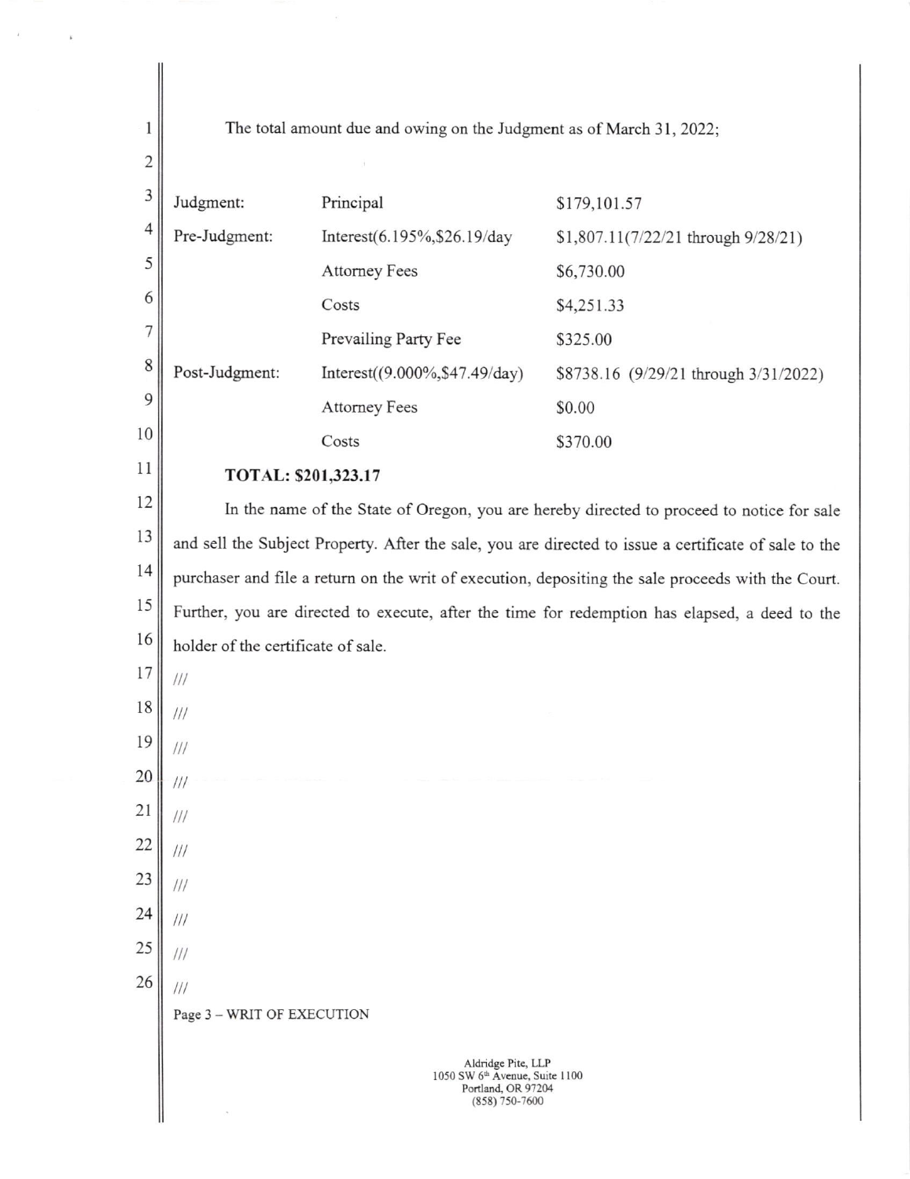The total amount due and owing on the Judgment as of March 31, 2022;

| | | |
|---|---|---|
| Judgment: | Principal | $179,101.57 |
| Pre-Judgment: | Interest(6.195%,$26.19/day | $1,807.11(7/22/21 through 9/28/21) |
| | Attorney Fees | $6,730.00 |
| | Costs | $4,251.33 |
| | Prevailing Party Fee | $325.00 |
| Post-Judgment: | Interest((9.000%,$47.49/day) | $8738.16 (9/29/21 through 3/31/2022) |
| | Attorney Fees | $0.00 |
| | Costs | $370.00 |

**TOTAL: $201,323.17**

In the name of the State of Oregon, you are hereby directed to proceed to notice for sale and sell the Subject Property. After the sale, you are directed to issue a certificate of sale to the purchaser and file a return on the writ of execution, depositing the sale proceeds with the Court. Further, you are directed to execute, after the time for redemption has elapsed, a deed to the holder of the certificate of sale.

///

///

///

///

///

///

///

///

///

///

Page 3 – WRIT OF EXECUTION

Aldridge Pite, LLP
1050 SW 6th Avenue, Suite 1100
Portland, OR 97204
(858) 750-7600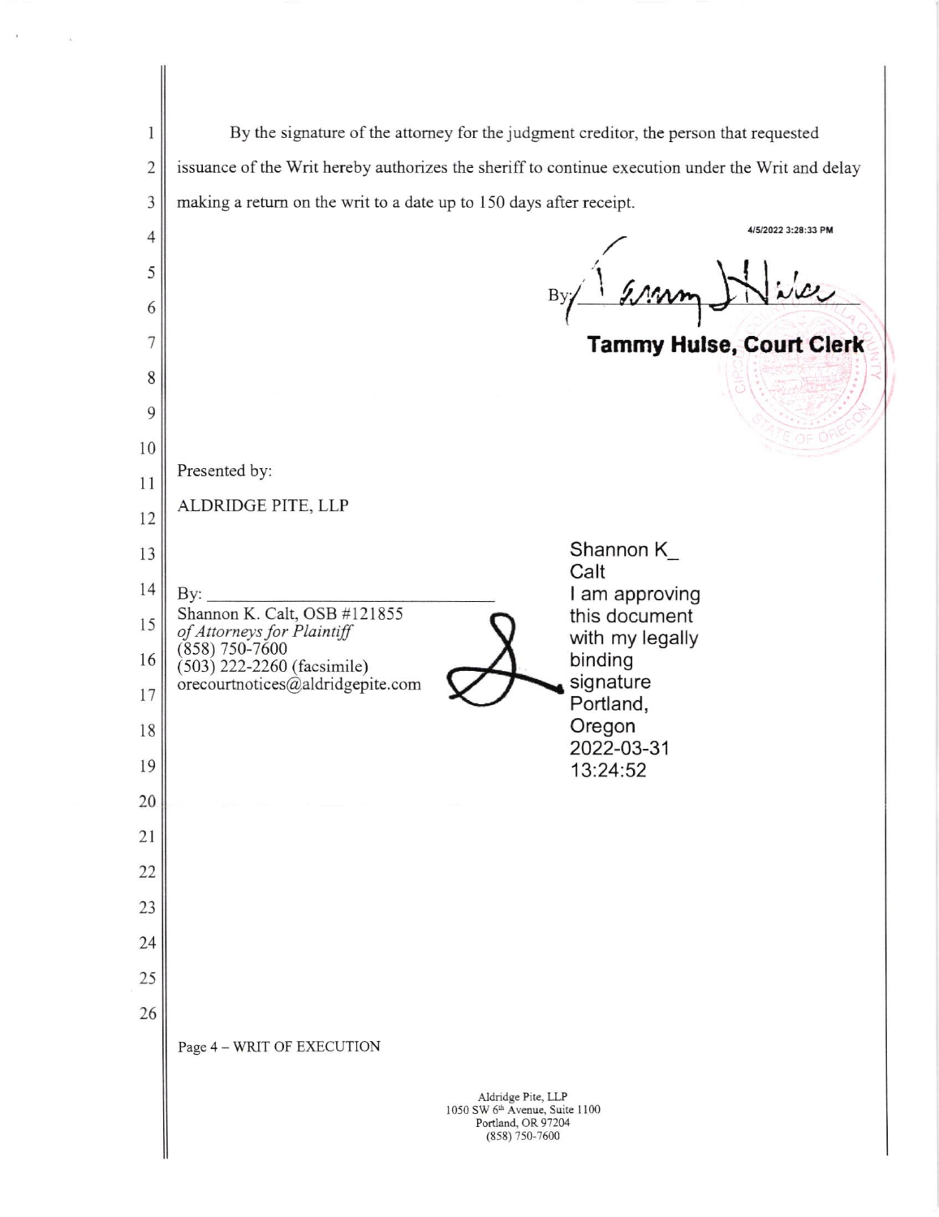By the signature of the attorney for the judgment creditor, the person that requested issuance of the Writ hereby authorizes the sheriff to continue execution under the Writ and delay making a return on the writ to a date up to 150 days after receipt.

4/5/2022 3:28:33 PM

By: ______________________

**Tammy Hulse, Court Clerk**

Presented by:

ALDRIDGE PITE, LLP

By: ______________________
Shannon K. Calt, OSB #121855
*of Attorneys for Plaintiff*
(858) 750-7600
(503) 222-2260 (facsimile)
orecourtnotices@aldridgepite.com

Shannon K_ Calt
I am approving this document with my legally binding signature
Portland, Oregon
2022-03-31 13:24:52

Page 4 – WRIT OF EXECUTION

Aldridge Pite, LLP
1050 SW 6th Avenue, Suite 1100
Portland, OR 97204
(858) 750-7600